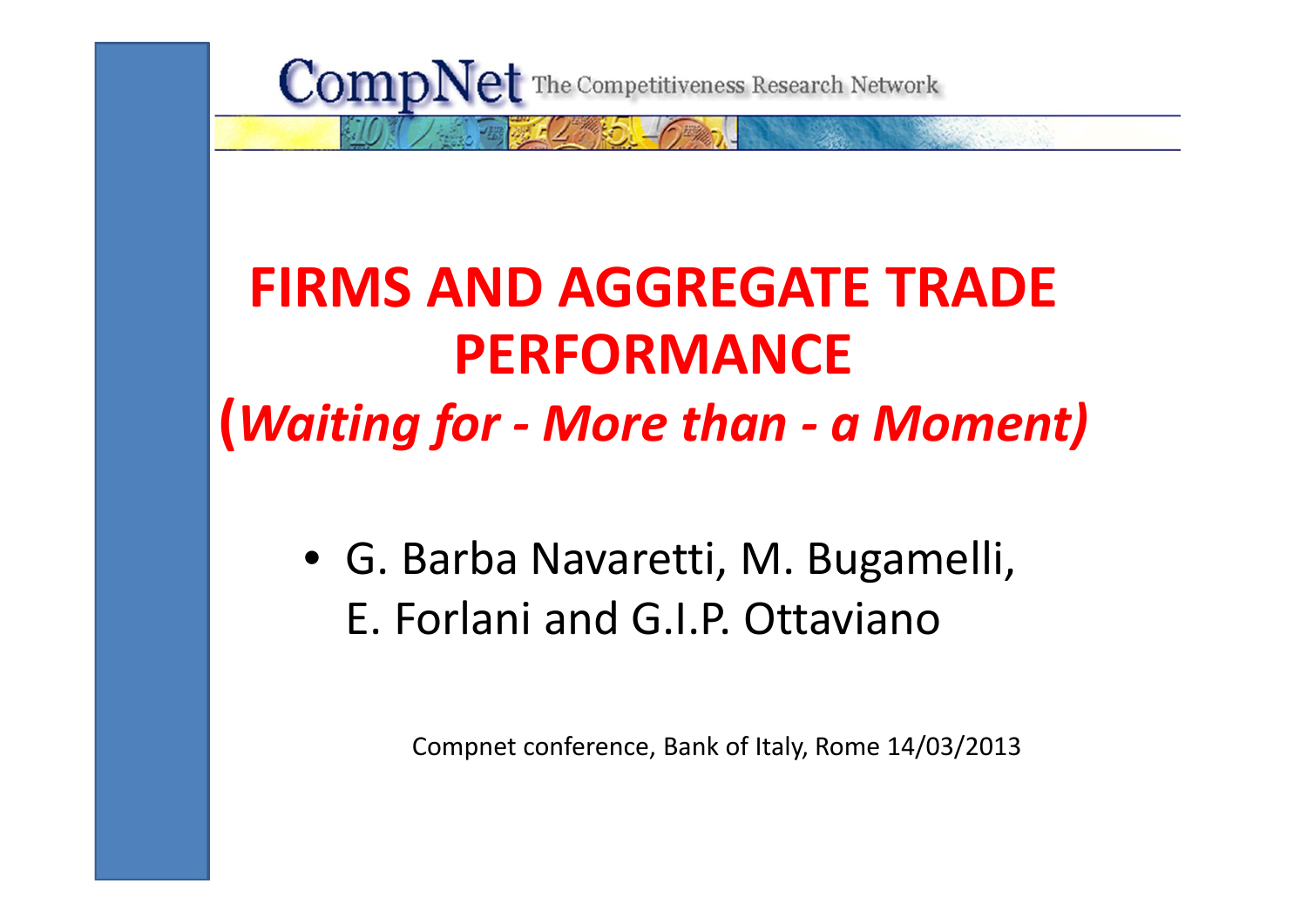CompNet The Competitiveness Research Network

# FIRMS AND AGGREGATE TRADE PERFORMANCE

## (*Waiting for - More than - a Moment)*

- G. Barba Navaretti, M. Bugamelli, E. Forlani and G.I.P. Ottaviano

Compnet conference, Bank of Italy, Rome 14/03/2013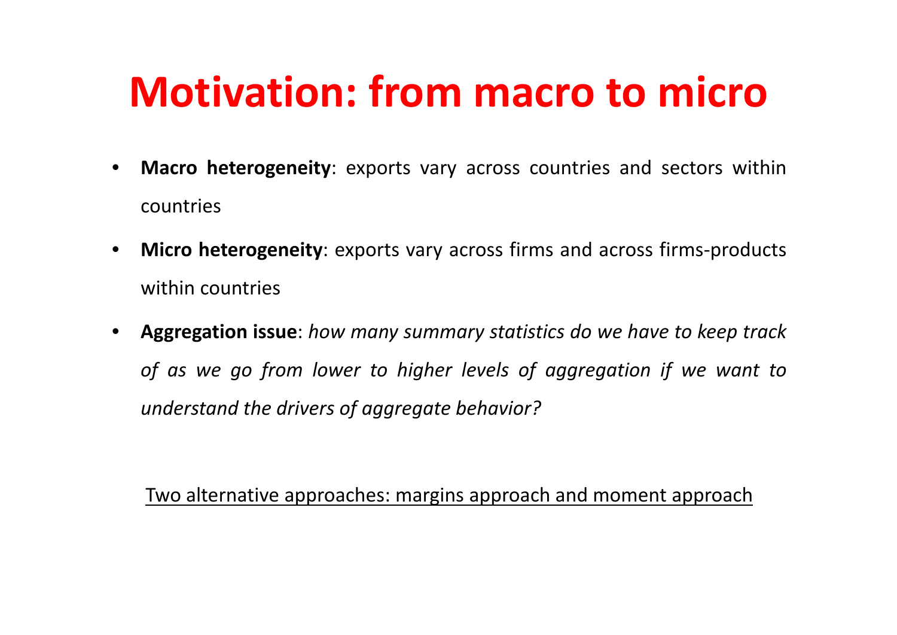# Motivation: from macro to micro

- **Macro heterogeneity**: exports vary across countries and sectors within countries
- **Micro heterogeneity**: exports vary across firms and across firms-products within countries
- **Aggregation issue**: *how many summary statistics do we have to keep track of as we go from lower to higher levels of aggregation if we want to understand the drivers of aggregate behavior?*

<u>Two alternative approaches: margins approach and moment approach</u>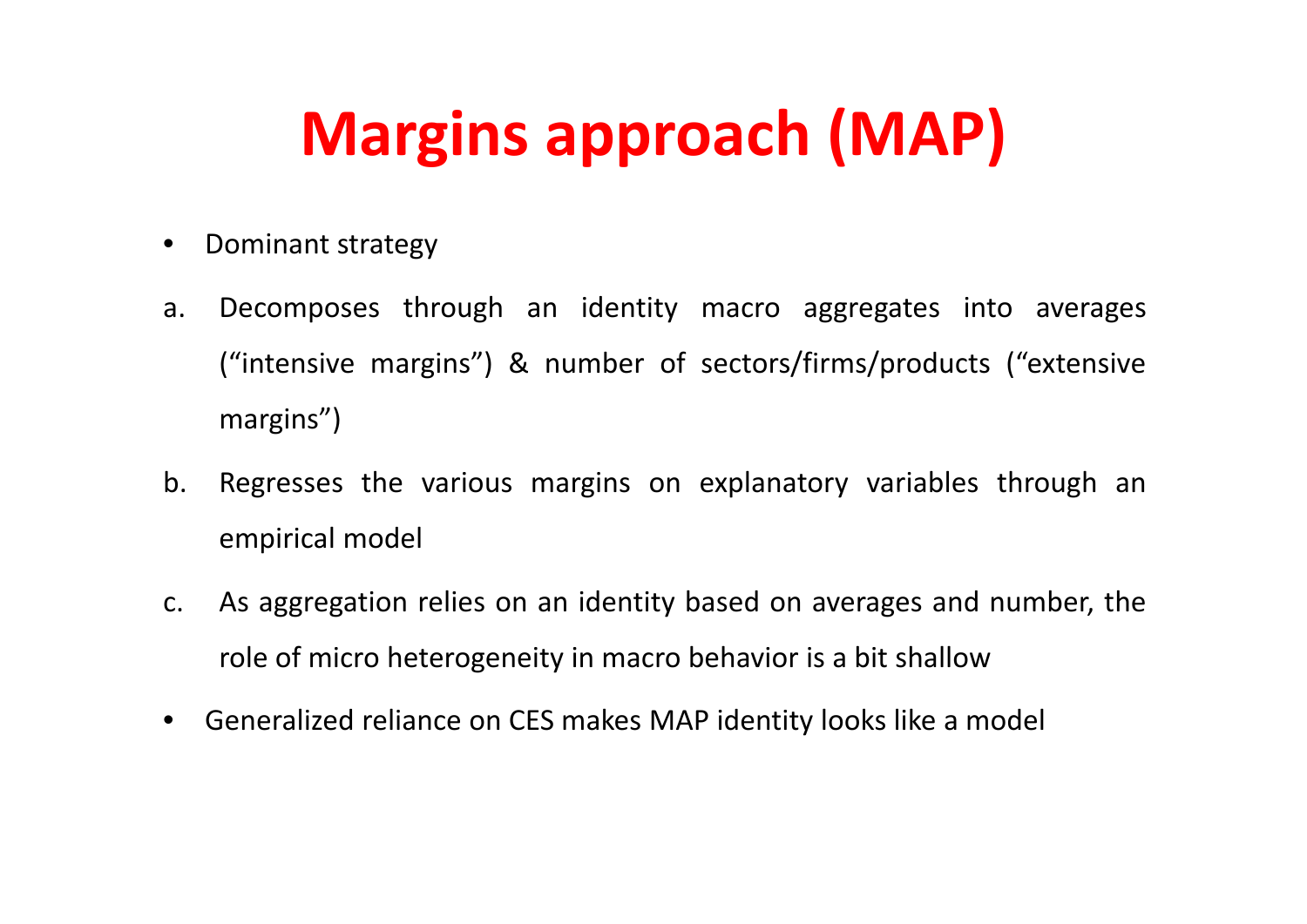# Margins approach (MAP)

- Dominant strategy

a. Decomposes through an identity macro aggregates into averages ("intensive margins") & number of sectors/firms/products ("extensive margins")

b. Regresses the various margins on explanatory variables through an empirical model

c. As aggregation relies on an identity based on averages and number, the role of micro heterogeneity in macro behavior is a bit shallow

- Generalized reliance on CES makes MAP identity looks like a model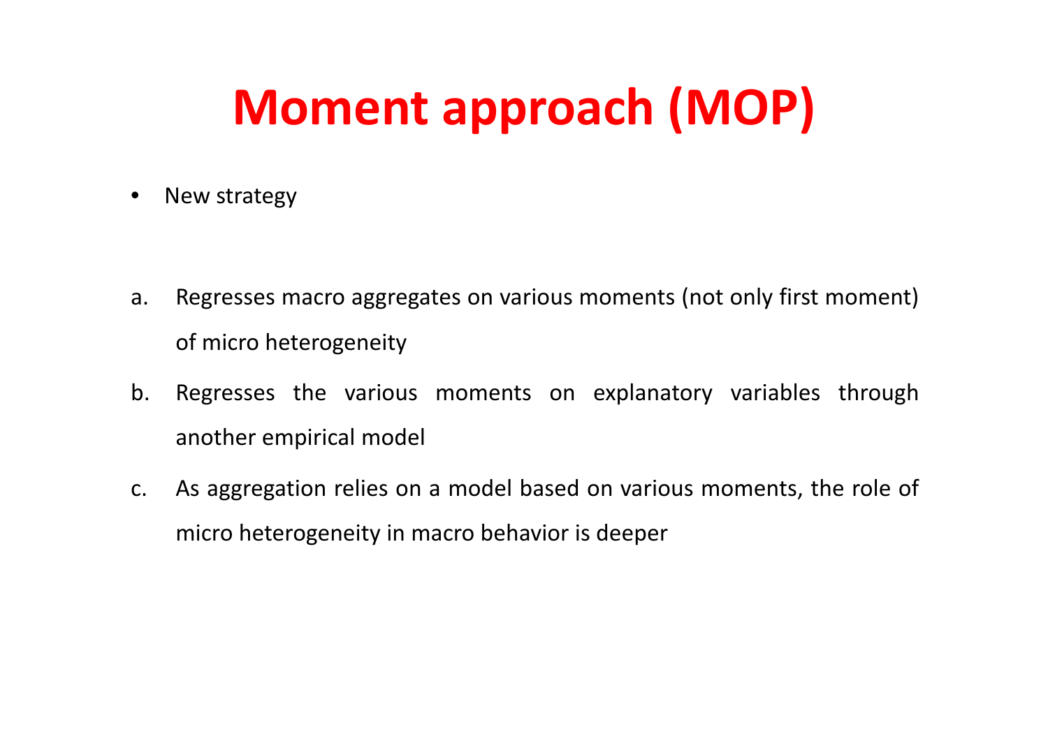# Moment approach (MOP)

- New strategy

a. Regresses macro aggregates on various moments (not only first moment) of micro heterogeneity

b. Regresses the various moments on explanatory variables through another empirical model

c. As aggregation relies on a model based on various moments, the role of micro heterogeneity in macro behavior is deeper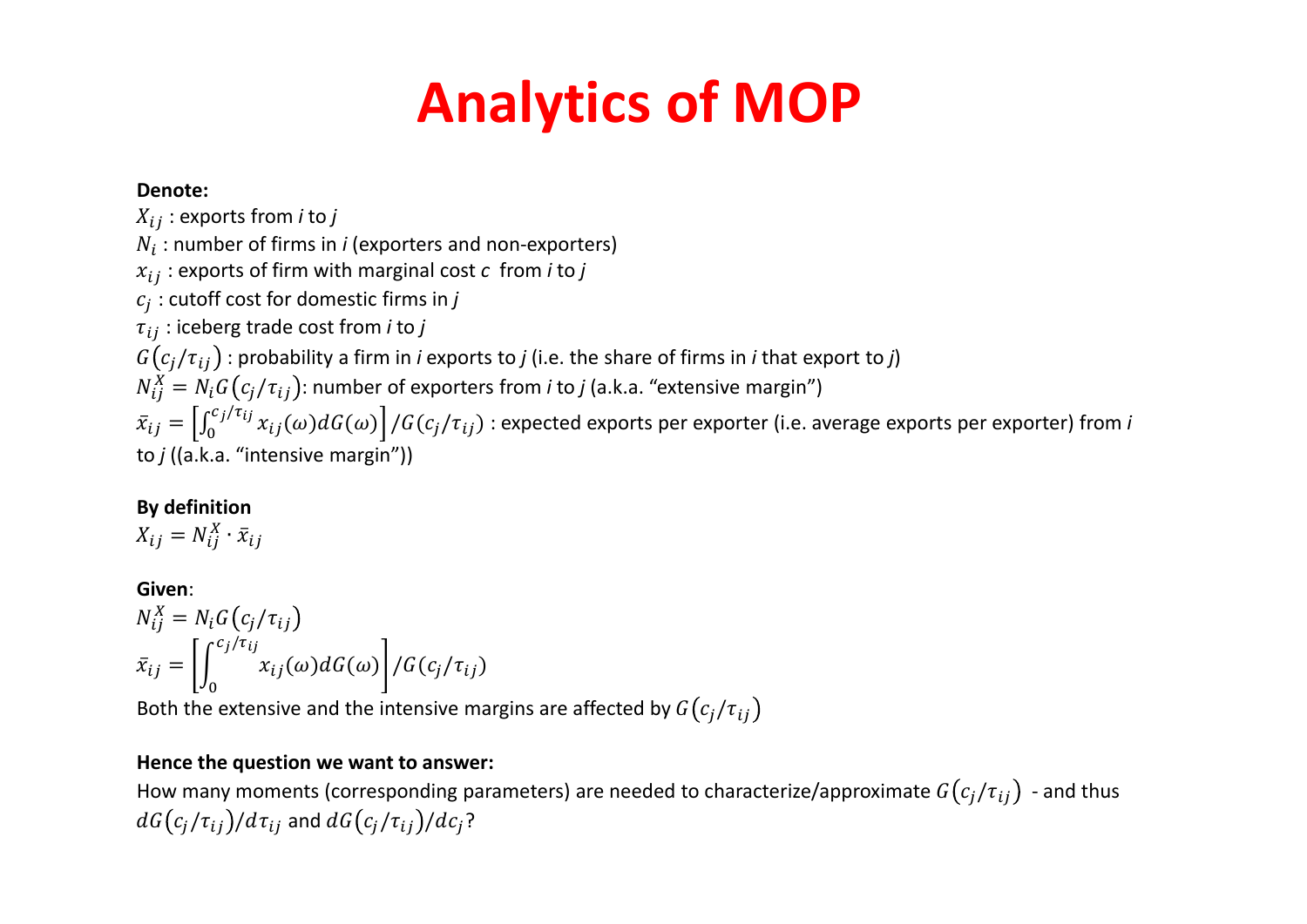# Analytics of MOP

**Denote:**

$X_{ij}$ : exports from *i* to *j*

$N_i$ : number of firms in *i* (exporters and non-exporters)

$x_{ij}$ : exports of firm with marginal cost $c$ from *i* to *j*

$c_j$ : cutoff cost for domestic firms in *j*

$\tau_{ij}$ : iceberg trade cost from *i* to *j*

$G(c_j/\tau_{ij})$ : probability a firm in *i* exports to *j* (i.e. the share of firms in *i* that export to *j*)

$N_{ij}^X = N_i G(c_j/\tau_{ij})$: number of exporters from *i* to *j* (a.k.a. "extensive margin")

$\bar{x}_{ij} = \left[\int_0^{c_j/\tau_{ij}} x_{ij}(\omega) dG(\omega)\right] / G(c_j/\tau_{ij})$ : expected exports per exporter (i.e. average exports per exporter) from *i* to *j* ((a.k.a. "intensive margin"))

**By definition**

$X_{ij} = N_{ij}^X \cdot \bar{x}_{ij}$

**Given**:

$N_{ij}^X = N_i G(c_j/\tau_{ij})$

$$\bar{x}_{ij} = \left[\int_0^{c_j/\tau_{ij}} x_{ij}(\omega) dG(\omega)\right] / G(c_j/\tau_{ij})$$

Both the extensive and the intensive margins are affected by $G(c_j/\tau_{ij})$

**Hence the question we want to answer:**

How many moments (corresponding parameters) are needed to characterize/approximate $G(c_j/\tau_{ij})$ - and thus $dG(c_j/\tau_{ij})/d\tau_{ij}$ and $dG(c_j/\tau_{ij})/dc_j$?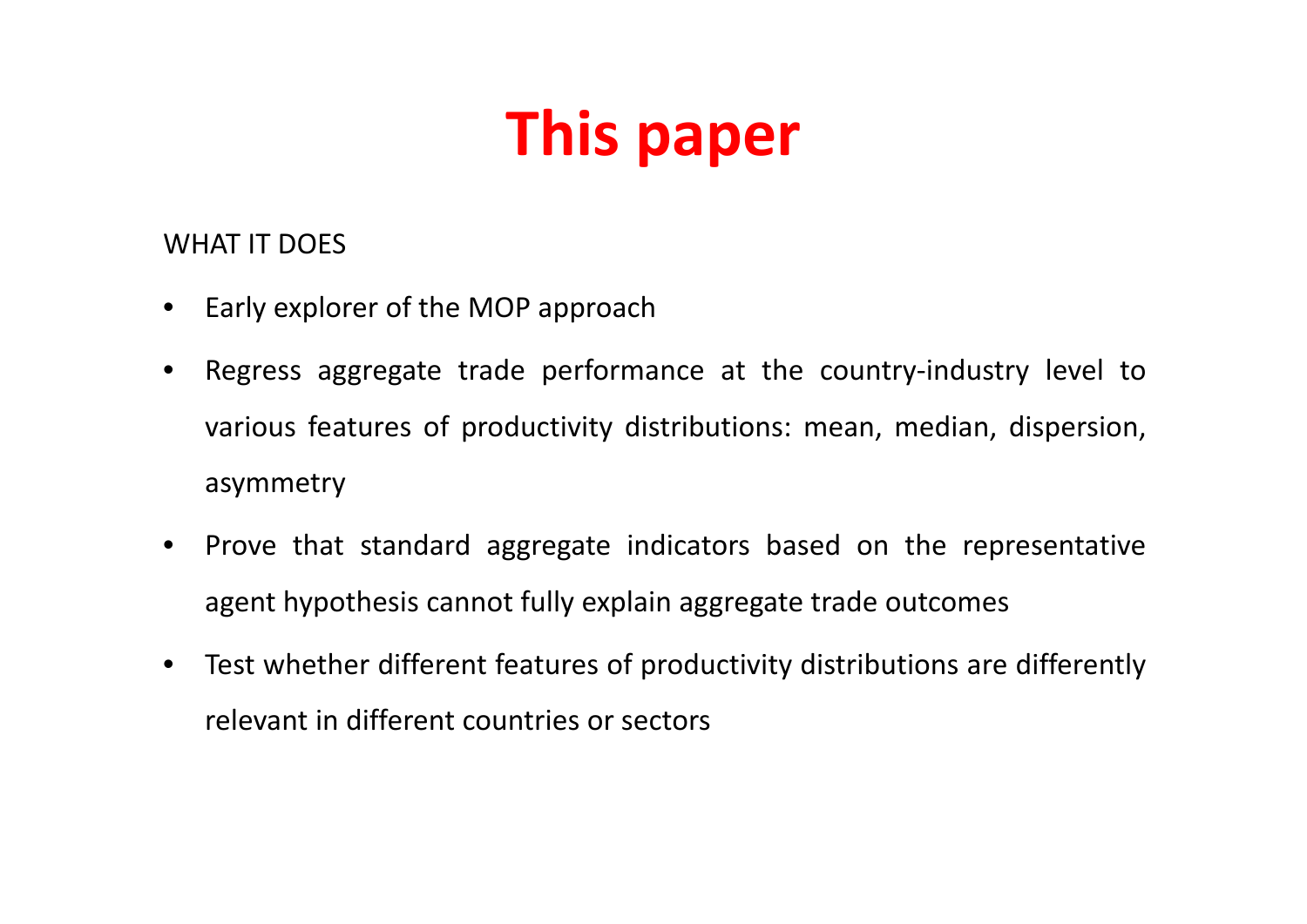# This paper

WHAT IT DOES

- Early explorer of the MOP approach
- Regress aggregate trade performance at the country-industry level to various features of productivity distributions: mean, median, dispersion, asymmetry
- Prove that standard aggregate indicators based on the representative agent hypothesis cannot fully explain aggregate trade outcomes
- Test whether different features of productivity distributions are differently relevant in different countries or sectors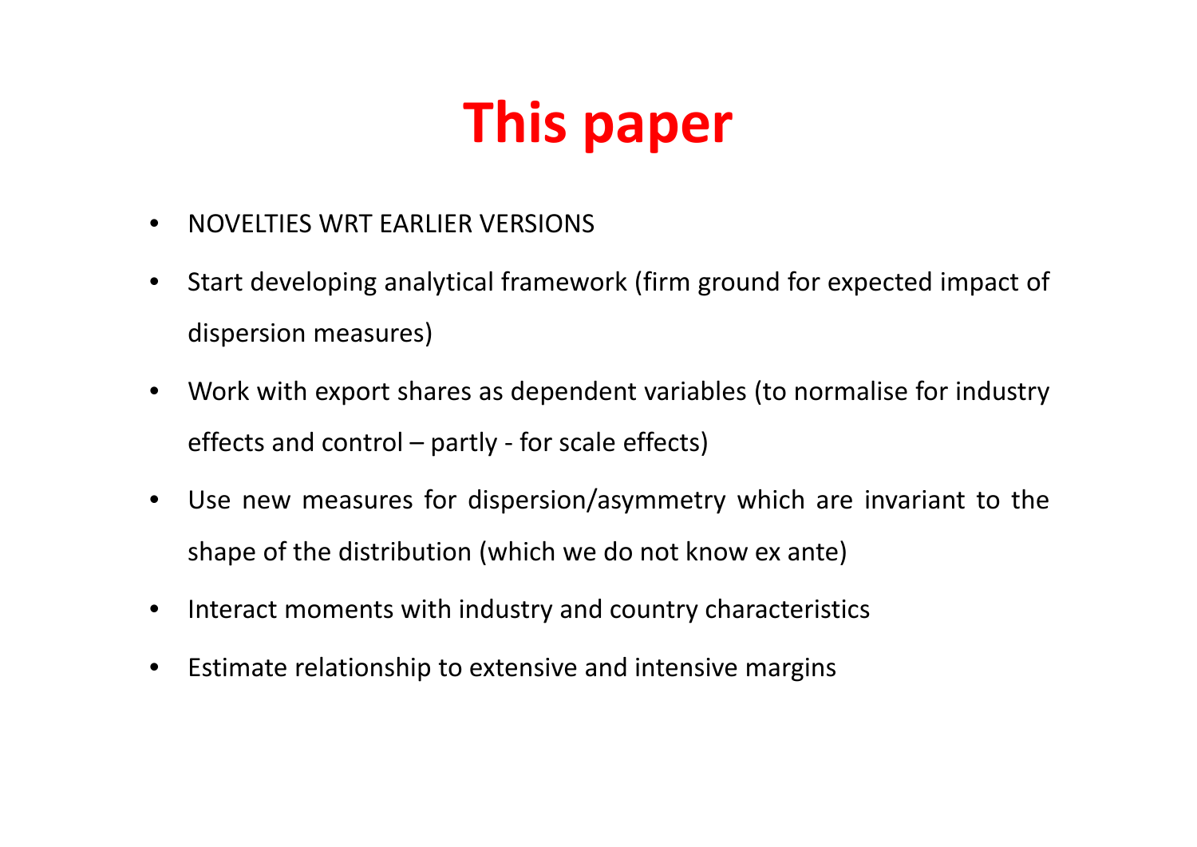# This paper

- NOVELTIES WRT EARLIER VERSIONS
- Start developing analytical framework (firm ground for expected impact of dispersion measures)
- Work with export shares as dependent variables (to normalise for industry effects and control – partly - for scale effects)
- Use new measures for dispersion/asymmetry which are invariant to the shape of the distribution (which we do not know ex ante)
- Interact moments with industry and country characteristics
- Estimate relationship to extensive and intensive margins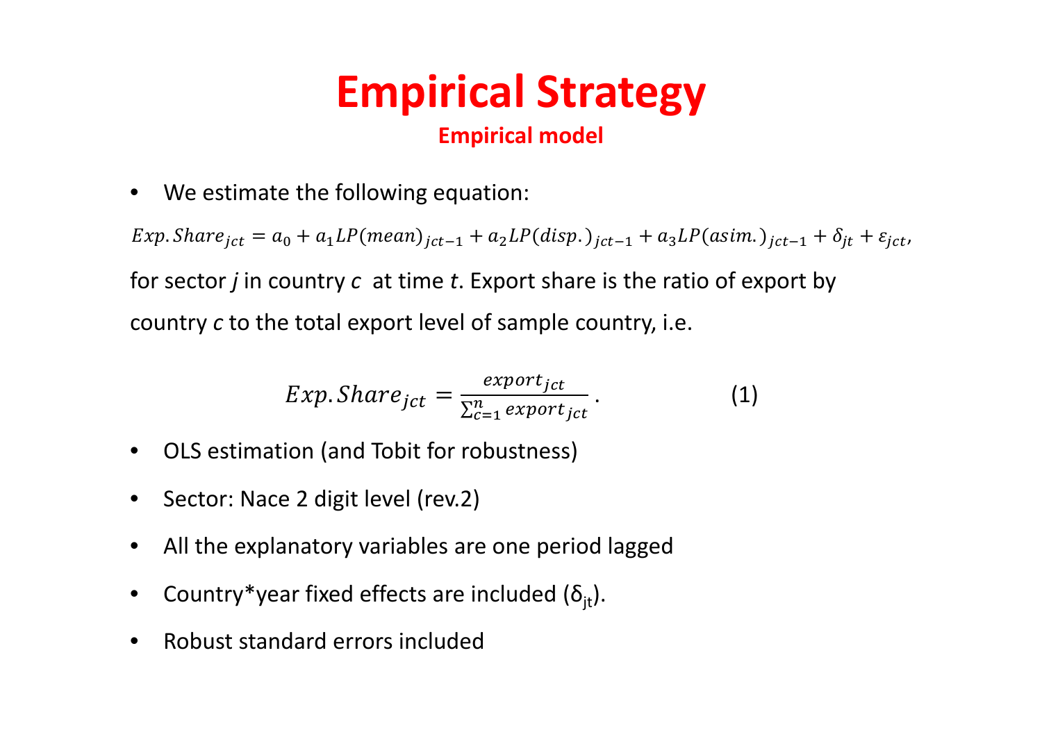# Empirical Strategy

## Empirical model

- We estimate the following equation:

$$Exp.Share_{jct} = a_0 + a_1 LP(mean)_{jct-1} + a_2 LP(disp.)_{jct-1} + a_3 LP(asim.)_{jct-1} + \delta_{jt} + \varepsilon_{jct},$$

for sector *j* in country *c* at time *t*. Export share is the ratio of export by country *c* to the total export level of sample country, i.e.

$$Exp.Share_{jct} = \frac{export_{jct}}{\sum_{c=1}^{n} export_{jct}}. \quad (1)$$

- OLS estimation (and Tobit for robustness)
- Sector: Nace 2 digit level (rev.2)
- All the explanatory variables are one period lagged
- Country*year fixed effects are included ($\delta_{jt}$).
- Robust standard errors included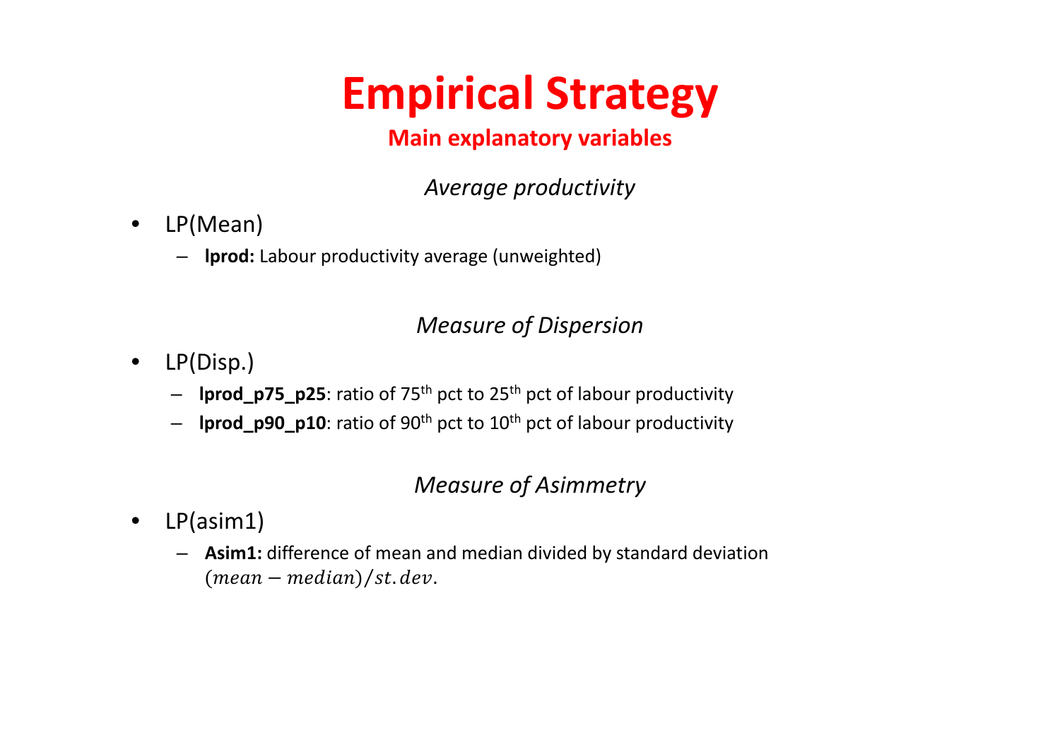# Empirical Strategy

## Main explanatory variables

*Average productivity*

- LP(Mean)
  - **lprod:** Labour productivity average (unweighted)

*Measure of Dispersion*

- LP(Disp.)
  - **lprod_p75_p25**: ratio of 75th pct to 25th pct of labour productivity
  - **lprod_p90_p10**: ratio of 90th pct to 10th pct of labour productivity

*Measure of Asimmetry*

- LP(asim1)
  - **Asim1:** difference of mean and median divided by standard deviation $(mean - median)/st.dev.$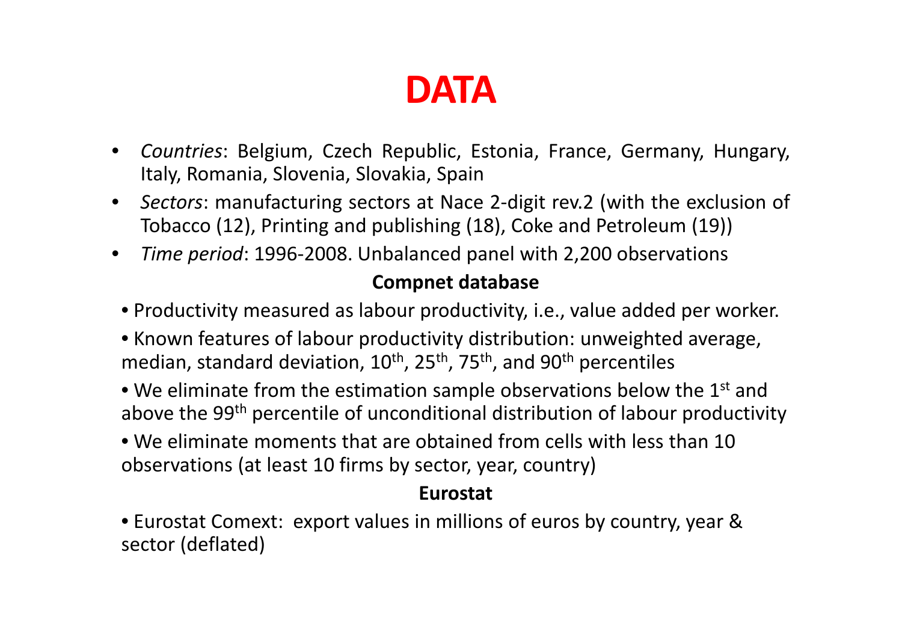# DATA

- *Countries*: Belgium, Czech Republic, Estonia, France, Germany, Hungary, Italy, Romania, Slovenia, Slovakia, Spain
- *Sectors*: manufacturing sectors at Nace 2-digit rev.2 (with the exclusion of Tobacco (12), Printing and publishing (18), Coke and Petroleum (19))
- *Time period*: 1996-2008. Unbalanced panel with 2,200 observations

**Compnet database**

- Productivity measured as labour productivity, i.e., value added per worker.
- Known features of labour productivity distribution: unweighted average, median, standard deviation, $10^{th}$, $25^{th}$, $75^{th}$, and $90^{th}$ percentiles
- We eliminate from the estimation sample observations below the $1^{st}$ and above the $99^{th}$ percentile of unconditional distribution of labour productivity
- We eliminate moments that are obtained from cells with less than 10 observations (at least 10 firms by sector, year, country)

**Eurostat**

- Eurostat Comext: export values in millions of euros by country, year & sector (deflated)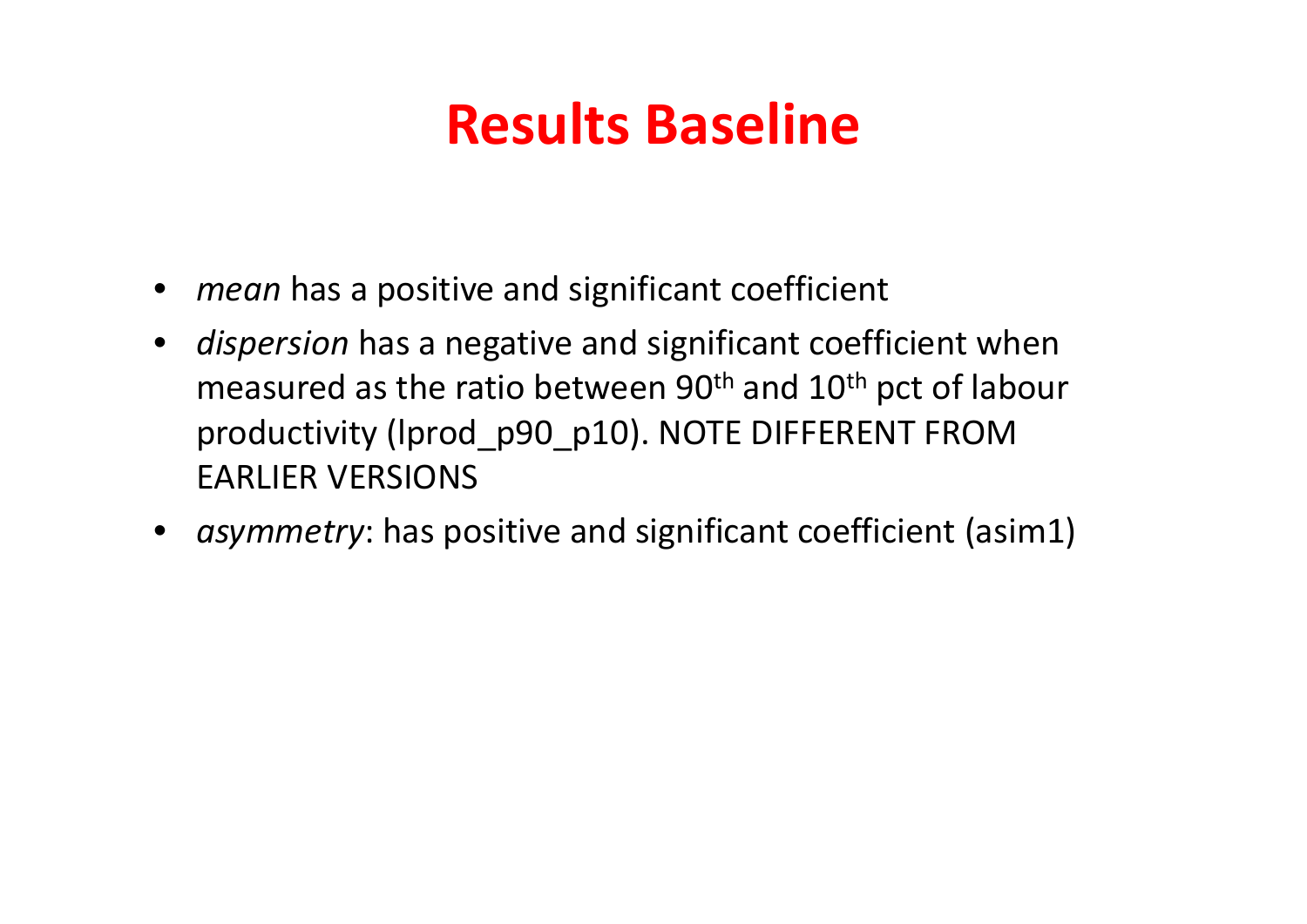# Results Baseline

- *mean* has a positive and significant coefficient
- *dispersion* has a negative and significant coefficient when measured as the ratio between 90th and 10th pct of labour productivity (lprod_p90_p10). NOTE DIFFERENT FROM EARLIER VERSIONS
- *asymmetry*: has positive and significant coefficient (asim1)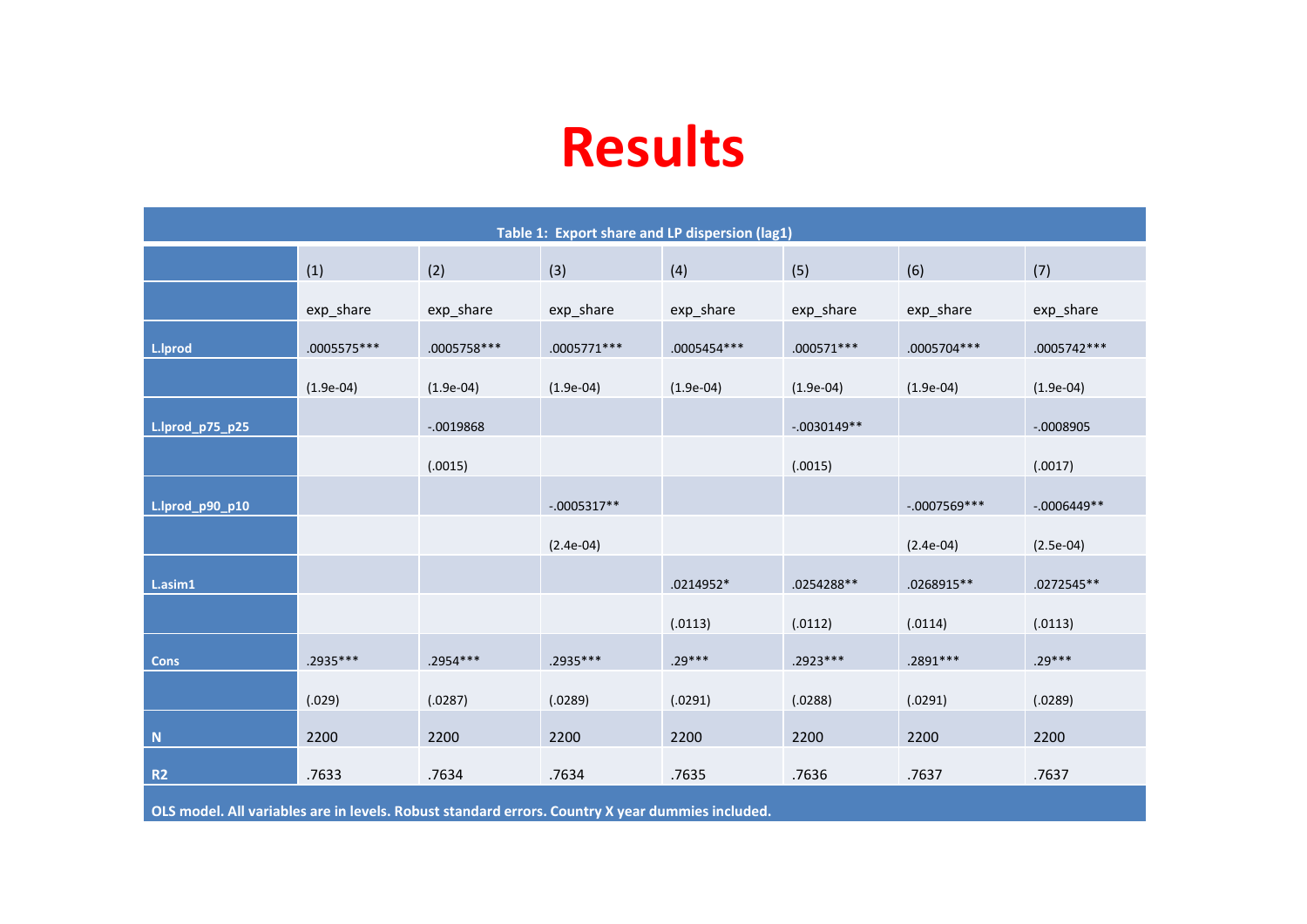# Results

**Table 1: Export share and LP dispersion (lag1)**

| | (1) | (2) | (3) | (4) | (5) | (6) | (7) |
|---|---|---|---|---|---|---|---|
| | exp_share | exp_share | exp_share | exp_share | exp_share | exp_share | exp_share |
| **L.lprod** | .0005575*** | .0005758*** | .0005771*** | .0005454*** | .000571*** | .0005704*** | .0005742*** |
| | (1.9e-04) | (1.9e-04) | (1.9e-04) | (1.9e-04) | (1.9e-04) | (1.9e-04) | (1.9e-04) |
| **L.lprod_p75_p25** | | -.0019868 | | | -.0030149** | | -.0008905 |
| | | (.0015) | | | (.0015) | | (.0017) |
| **L.lprod_p90_p10** | | | -.0005317** | | | -.0007569*** | -.0006449** |
| | | | (2.4e-04) | | | (2.4e-04) | (2.5e-04) |
| **L.asim1** | | | | .0214952* | .0254288** | .0268915** | .0272545** |
| | | | | (.0113) | (.0112) | (.0114) | (.0113) |
| **Cons** | .2935*** | .2954*** | .2935*** | .29*** | .2923*** | .2891*** | .29*** |
| | (.029) | (.0287) | (.0289) | (.0291) | (.0288) | (.0291) | (.0289) |
| **N** | 2200 | 2200 | 2200 | 2200 | 2200 | 2200 | 2200 |
| **R2** | .7633 | .7634 | .7634 | .7635 | .7636 | .7637 | .7637 |

**OLS model. All variables are in levels. Robust standard errors. Country X year dummies included.**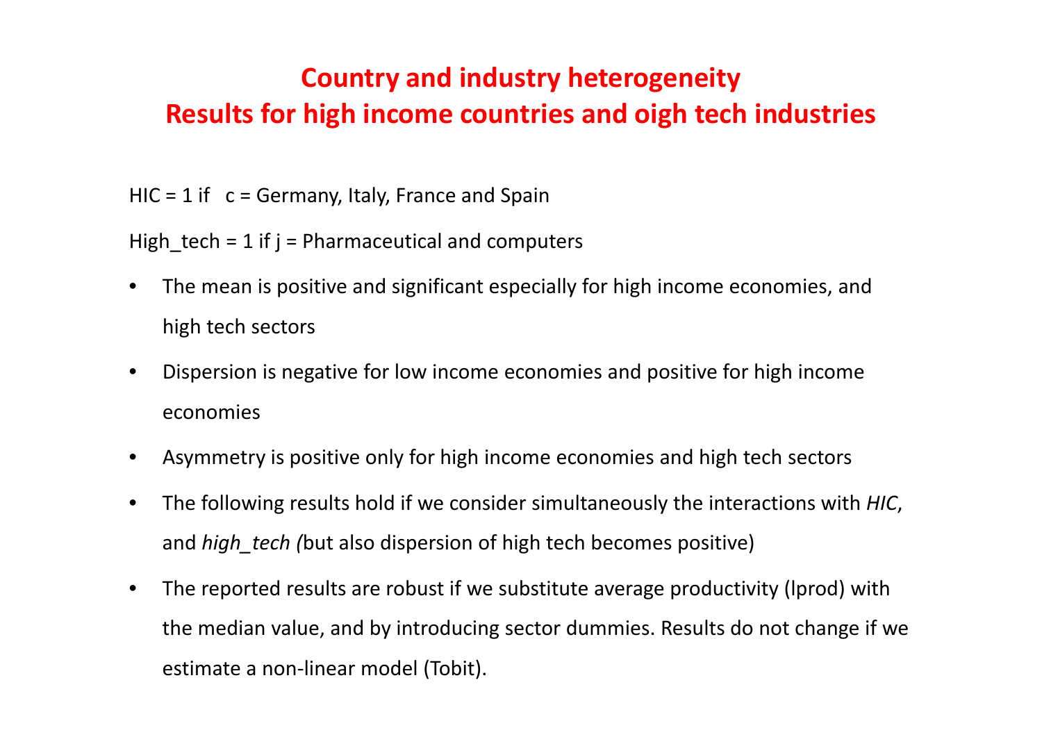# Country and industry heterogeneity
# Results for high income countries and oigh tech industries

HIC = 1 if c = Germany, Italy, France and Spain

High_tech = 1 if j = Pharmaceutical and computers

- The mean is positive and significant especially for high income economies, and high tech sectors
- Dispersion is negative for low income economies and positive for high income economies
- Asymmetry is positive only for high income economies and high tech sectors
- The following results hold if we consider simultaneously the interactions with *HIC*, and *high_tech (*but also dispersion of high tech becomes positive)
- The reported results are robust if we substitute average productivity (lprod) with the median value, and by introducing sector dummies. Results do not change if we estimate a non-linear model (Tobit).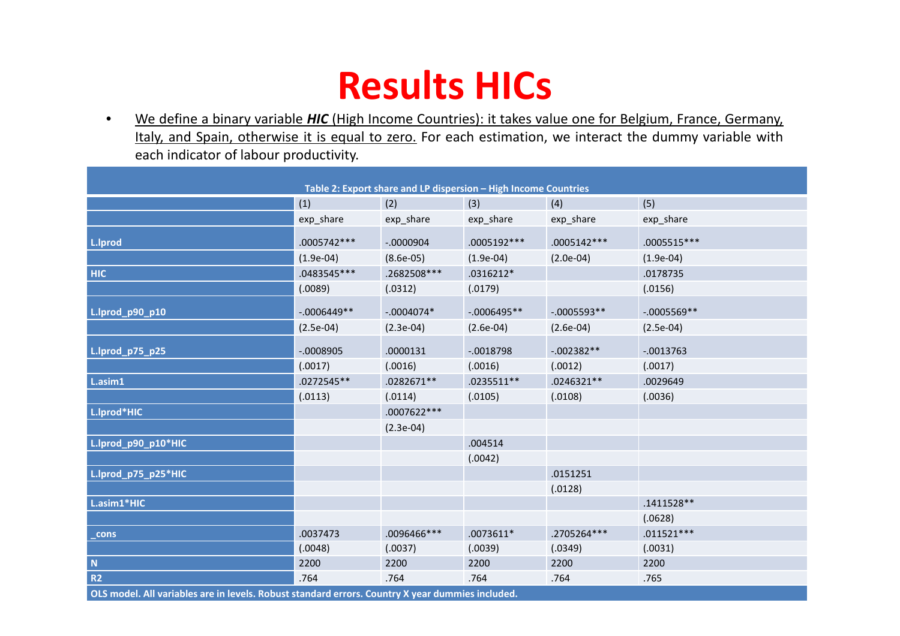# Results HICs

- We define a binary variable ***HIC*** (High Income Countries): it takes value one for Belgium, France, Germany, Italy, and Spain, otherwise it is equal to zero. For each estimation, we interact the dummy variable with each indicator of labour productivity.

**Table 2: Export share and LP dispersion – High Income Countries**

| | (1) | (2) | (3) | (4) | (5) |
|---|---|---|---|---|---|
| | exp_share | exp_share | exp_share | exp_share | exp_share |
| L.lprod | .0005742*** | -.0000904 | .0005192*** | .0005142*** | .0005515*** |
| | (1.9e-04) | (8.6e-05) | (1.9e-04) | (2.0e-04) | (1.9e-04) |
| HIC | .0483545*** | .2682508*** | .0316212* | | .0178735 |
| | (.0089) | (.0312) | (.0179) | | (.0156) |
| L.lprod_p90_p10 | -.0006449** | -.0004074* | -.0006495** | -.0005593** | -.0005569** |
| | (2.5e-04) | (2.3e-04) | (2.6e-04) | (2.6e-04) | (2.5e-04) |
| L.lprod_p75_p25 | -.0008905 | .0000131 | -.0018798 | -.002382** | -.0013763 |
| | (.0017) | (.0016) | (.0016) | (.0012) | (.0017) |
| L.asim1 | .0272545** | .0282671** | .0235511** | .0246321** | .0029649 |
| | (.0113) | (.0114) | (.0105) | (.0108) | (.0036) |
| L.lprod*HIC | | .0007622*** | | | |
| | | (2.3e-04) | | | |
| L.lprod_p90_p10*HIC | | | .004514 | | |
| | | | (.0042) | | |
| L.lprod_p75_p25*HIC | | | | .0151251 | |
| | | | | (.0128) | |
| L.asim1*HIC | | | | | .1411528** |
| | | | | | (.0628) |
| _cons | .0037473 | .0096466*** | .0073611* | .2705264*** | .011521*** |
| | (.0048) | (.0037) | (.0039) | (.0349) | (.0031) |
| N | 2200 | 2200 | 2200 | 2200 | 2200 |
| R2 | .764 | .764 | .764 | .764 | .765 |

OLS model. All variables are in levels. Robust standard errors. Country X year dummies included.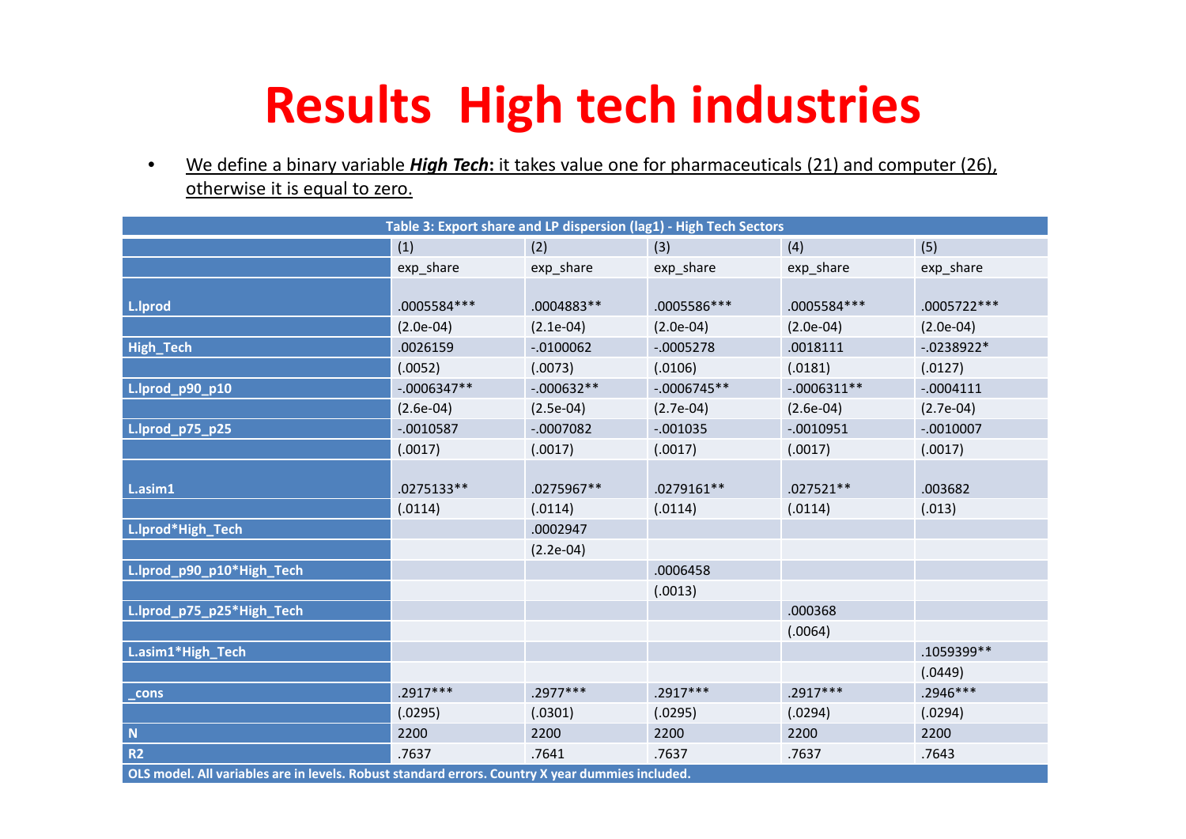# Results High tech industries

- We define a binary variable ***High Tech*****:** it takes value one for pharmaceuticals (21) and computer (26), otherwise it is equal to zero.

| Table 3: Export share and LP dispersion (lag1) - High Tech Sectors | | | | | |
|---|---|---|---|---|---|
| | (1) | (2) | (3) | (4) | (5) |
| | exp_share | exp_share | exp_share | exp_share | exp_share |
| L.lprod | .0005584*** | .0004883** | .0005586*** | .0005584*** | .0005722*** |
| | (2.0e-04) | (2.1e-04) | (2.0e-04) | (2.0e-04) | (2.0e-04) |
| High_Tech | .0026159 | -.0100062 | -.0005278 | .0018111 | -.0238922* |
| | (.0052) | (.0073) | (.0106) | (.0181) | (.0127) |
| L.lprod_p90_p10 | -.0006347** | -.000632** | -.0006745** | -.0006311** | -.0004111 |
| | (2.6e-04) | (2.5e-04) | (2.7e-04) | (2.6e-04) | (2.7e-04) |
| L.lprod_p75_p25 | -.0010587 | -.0007082 | -.001035 | -.0010951 | -.0010007 |
| | (.0017) | (.0017) | (.0017) | (.0017) | (.0017) |
| L.asim1 | .0275133** | .0275967** | .0279161** | .027521** | .003682 |
| | (.0114) | (.0114) | (.0114) | (.0114) | (.013) |
| L.lprod*High_Tech | | .0002947 | | | |
| | | (2.2e-04) | | | |
| L.lprod_p90_p10*High_Tech | | | .0006458 | | |
| | | | (.0013) | | |
| L.lprod_p75_p25*High_Tech | | | | .000368 | |
| | | | | (.0064) | |
| L.asim1*High_Tech | | | | | .1059399** |
| | | | | | (.0449) |
| _cons | .2917*** | .2977*** | .2917*** | .2917*** | .2946*** |
| | (.0295) | (.0301) | (.0295) | (.0294) | (.0294) |
| N | 2200 | 2200 | 2200 | 2200 | 2200 |
| R2 | .7637 | .7641 | .7637 | .7637 | .7643 |
| OLS model. All variables are in levels. Robust standard errors. Country X year dummies included. | | | | | |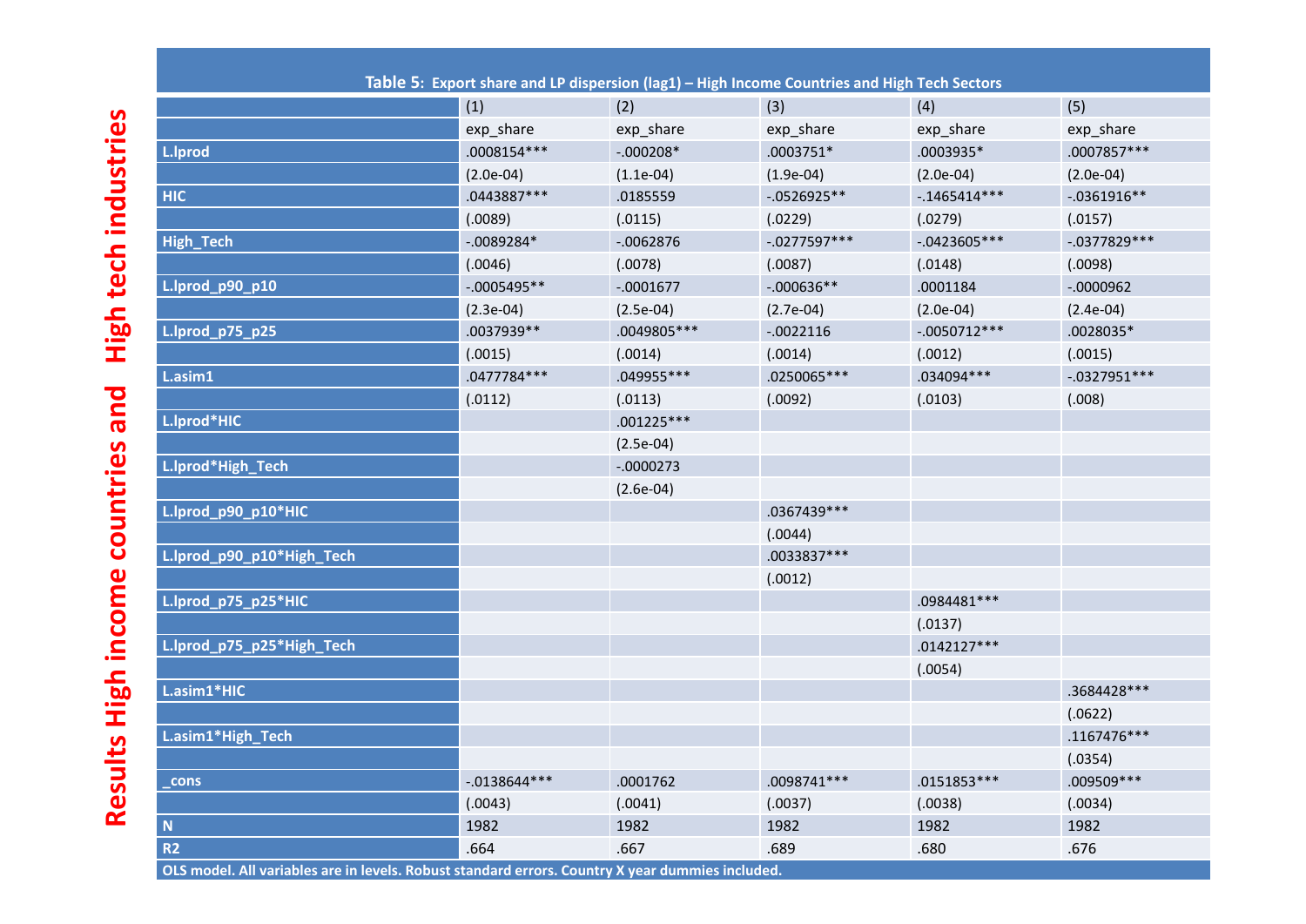Results High income countries and High tech industries

**Table 5: Export share and LP dispersion (lag1) – High Income Countries and High Tech Sectors**

| | (1) | (2) | (3) | (4) | (5) |
|---|---|---|---|---|---|
| | exp_share | exp_share | exp_share | exp_share | exp_share |
| L.lprod | .0008154*** | -.000208* | .0003751* | .0003935* | .0007857*** |
| | (2.0e-04) | (1.1e-04) | (1.9e-04) | (2.0e-04) | (2.0e-04) |
| HIC | .0443887*** | .0185559 | -.0526925** | -.1465414*** | -.0361916** |
| | (.0089) | (.0115) | (.0229) | (.0279) | (.0157) |
| High_Tech | -.0089284* | -.0062876 | -.0277597*** | -.0423605*** | -.0377829*** |
| | (.0046) | (.0078) | (.0087) | (.0148) | (.0098) |
| L.lprod_p90_p10 | -.0005495** | -.0001677 | -.000636** | .0001184 | -.0000962 |
| | (2.3e-04) | (2.5e-04) | (2.7e-04) | (2.0e-04) | (2.4e-04) |
| L.lprod_p75_p25 | .0037939** | .0049805*** | -.0022116 | -.0050712*** | .0028035* |
| | (.0015) | (.0014) | (.0014) | (.0012) | (.0015) |
| L.asim1 | .0477784*** | .049955*** | .0250065*** | .034094*** | -.0327951*** |
| | (.0112) | (.0113) | (.0092) | (.0103) | (.008) |
| L.lprod*HIC | | .001225*** | | | |
| | | (2.5e-04) | | | |
| L.lprod*High_Tech | | -.0000273 | | | |
| | | (2.6e-04) | | | |
| L.lprod_p90_p10*HIC | | | .0367439*** | | |
| | | | (.0044) | | |
| L.lprod_p90_p10*High_Tech | | | .0033837*** | | |
| | | | (.0012) | | |
| L.lprod_p75_p25*HIC | | | | .0984481*** | |
| | | | | (.0137) | |
| L.lprod_p75_p25*High_Tech | | | | .0142127*** | |
| | | | | (.0054) | |
| L.asim1*HIC | | | | | .3684428*** |
| | | | | | (.0622) |
| L.asim1*High_Tech | | | | | .1167476*** |
| | | | | | (.0354) |
| _cons | -.0138644*** | .0001762 | .0098741*** | .0151853*** | .009509*** |
| | (.0043) | (.0041) | (.0037) | (.0038) | (.0034) |
| N | 1982 | 1982 | 1982 | 1982 | 1982 |
| R2 | .664 | .667 | .689 | .680 | .676 |

OLS model. All variables are in levels. Robust standard errors. Country X year dummies included.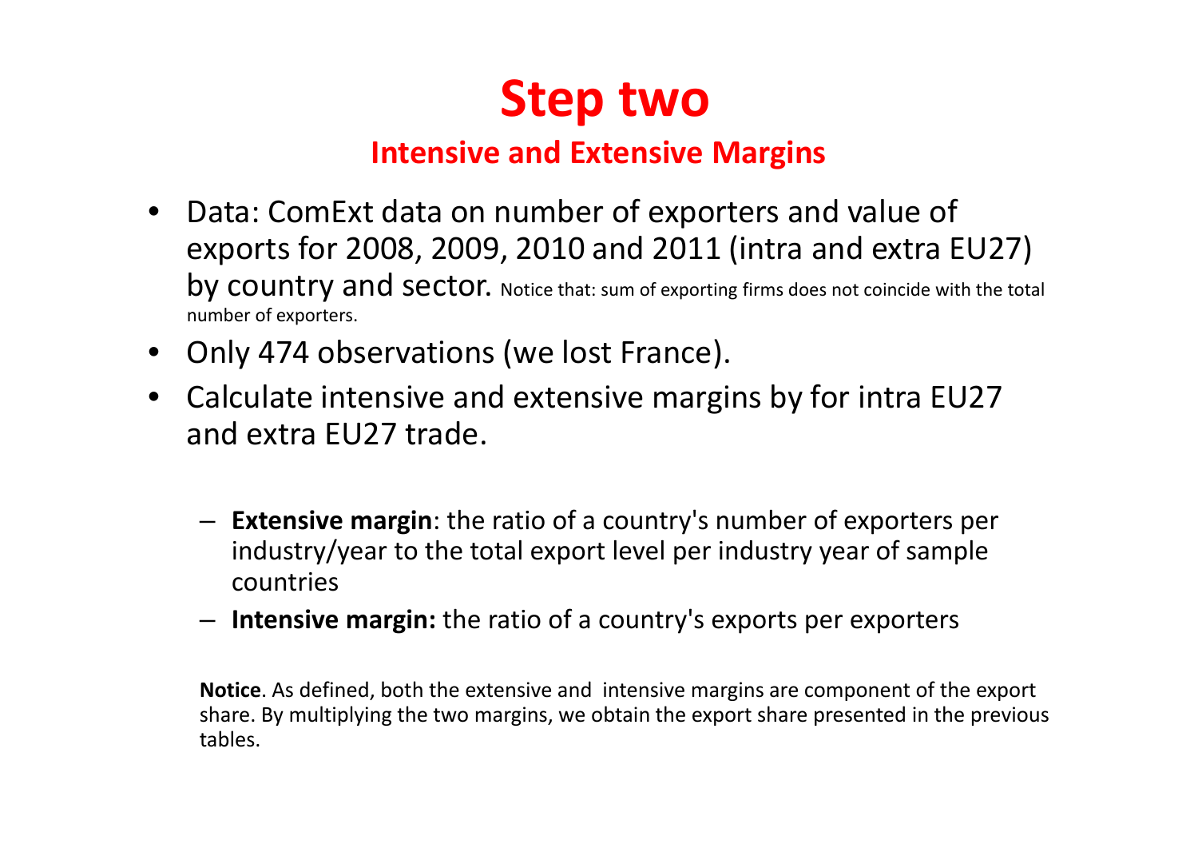# Step two

## Intensive and Extensive Margins

- Data: ComExt data on number of exporters and value of exports for 2008, 2009, 2010 and 2011 (intra and extra EU27) by country and sector. Notice that: sum of exporting firms does not coincide with the total number of exporters.
- Only 474 observations (we lost France).
- Calculate intensive and extensive margins by for intra EU27 and extra EU27 trade.
  - **Extensive margin**: the ratio of a country's number of exporters per industry/year to the total export level per industry year of sample countries
  - **Intensive margin:** the ratio of a country's exports per exporters

**Notice**. As defined, both the extensive and intensive margins are component of the export share. By multiplying the two margins, we obtain the export share presented in the previous tables.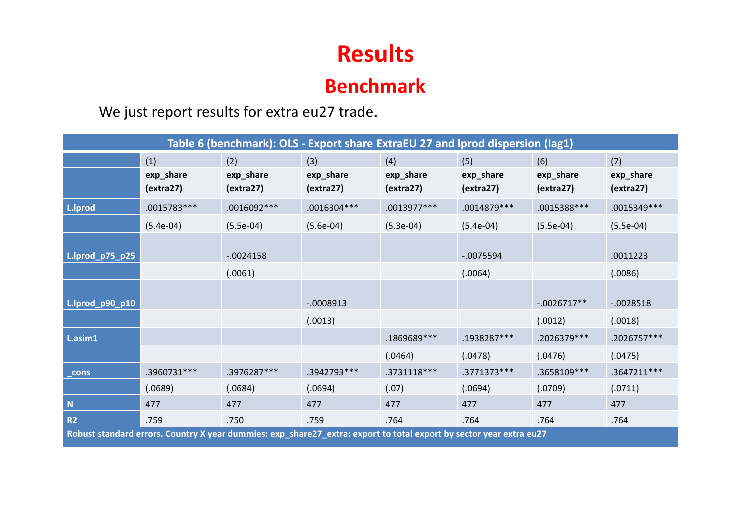# Results

## Benchmark

We just report results for extra eu27 trade.

| Table 6 (benchmark): OLS - Export share ExtraEU 27 and lprod dispersion (lag1) | | | | | | | |
|---|---|---|---|---|---|---|---|
| | (1) | (2) | (3) | (4) | (5) | (6) | (7) |
| | **exp_share (extra27)** | **exp_share (extra27)** | **exp_share (extra27)** | **exp_share (extra27)** | **exp_share (extra27)** | **exp_share (extra27)** | **exp_share (extra27)** |
| **L.lprod** | .0015783*** | .0016092*** | .0016304*** | .0013977*** | .0014879*** | .0015388*** | .0015349*** |
| | (5.4e-04) | (5.5e-04) | (5.6e-04) | (5.3e-04) | (5.4e-04) | (5.5e-04) | (5.5e-04) |
| **L.lprod_p75_p25** | | -.0024158 | | | -.0075594 | | .0011223 |
| | | (.0061) | | | (.0064) | | (.0086) |
| **L.lprod_p90_p10** | | | -.0008913 | | | -.0026717** | -.0028518 |
| | | | (.0013) | | | (.0012) | (.0018) |
| **L.asim1** | | | | .1869689*** | .1938287*** | .2026379*** | .2026757*** |
| | | | | (.0464) | (.0478) | (.0476) | (.0475) |
| **_cons** | .3960731*** | .3976287*** | .3942793*** | .3731118*** | .3771373*** | .3658109*** | .3647211*** |
| | (.0689) | (.0684) | (.0694) | (.07) | (.0694) | (.0709) | (.0711) |
| **N** | 477 | 477 | 477 | 477 | 477 | 477 | 477 |
| **R2** | .759 | .750 | .759 | .764 | .764 | .764 | .764 |

**Robust standard errors. Country X year dummies: exp_share27_extra: export to total export by sector year extra eu27**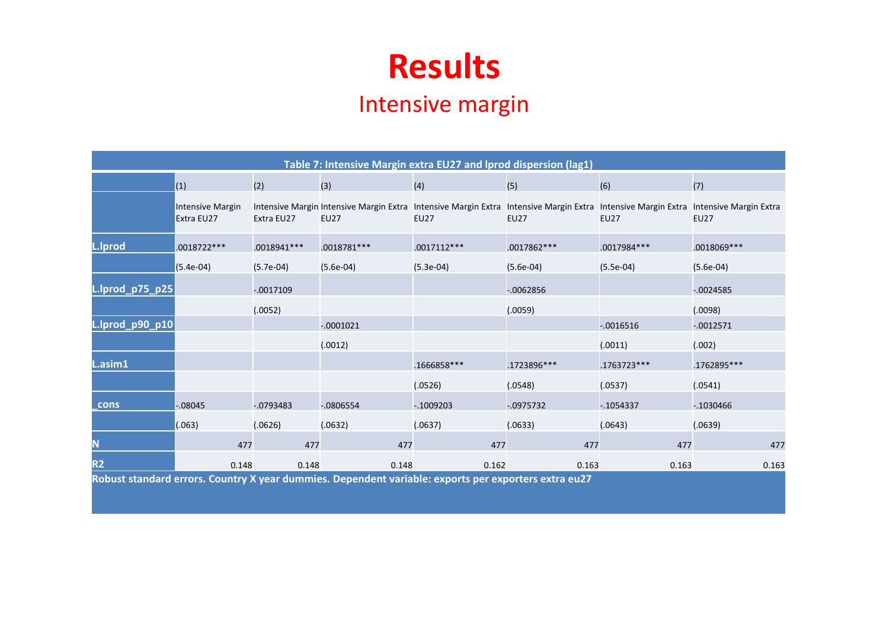# Results

## Intensive margin

| Table 7: Intensive Margin extra EU27 and lprod dispersion (lag1) | | | | | | | |
|---|---|---|---|---|---|---|---|
| | (1) | (2) | (3) | (4) | (5) | (6) | (7) |
| | Intensive Margin Extra EU27 | Intensive Margin Extra EU27 | Intensive Margin Extra EU27 | Intensive Margin Extra EU27 | Intensive Margin Extra EU27 | Intensive Margin Extra EU27 | Intensive Margin Extra EU27 |
| **L.lprod** | .0018722*** | .0018941*** | .0018781*** | .0017112*** | .0017862*** | .0017984*** | .0018069*** |
| | (5.4e-04) | (5.7e-04) | (5.6e-04) | (5.3e-04) | (5.6e-04) | (5.5e-04) | (5.6e-04) |
| **L.lprod_p75_p25** | | -.0017109 | | | -.0062856 | | -.0024585 |
| | | (.0052) | | | (.0059) | | (.0098) |
| **L.lprod_p90_p10** | | | -.0001021 | | | -.0016516 | -.0012571 |
| | | | (.0012) | | | (.0011) | (.002) |
| **L.asim1** | | | | .1666858*** | .1723896*** | .1763723*** | .1762895*** |
| | | | | (.0526) | (.0548) | (.0537) | (.0541) |
| **_cons** | -.08045 | -.0793483 | -.0806554 | -.1009203 | -.0975732 | -.1054337 | -.1030466 |
| | (.063) | (.0626) | (.0632) | (.0637) | (.0633) | (.0643) | (.0639) |
| **N** | 477 | 477 | 477 | 477 | 477 | 477 | 477 |
| **R2** | 0.148 | 0.148 | 0.148 | 0.162 | 0.163 | 0.163 | 0.163 |

**Robust standard errors. Country X year dummies. Dependent variable: exports per exporters extra eu27**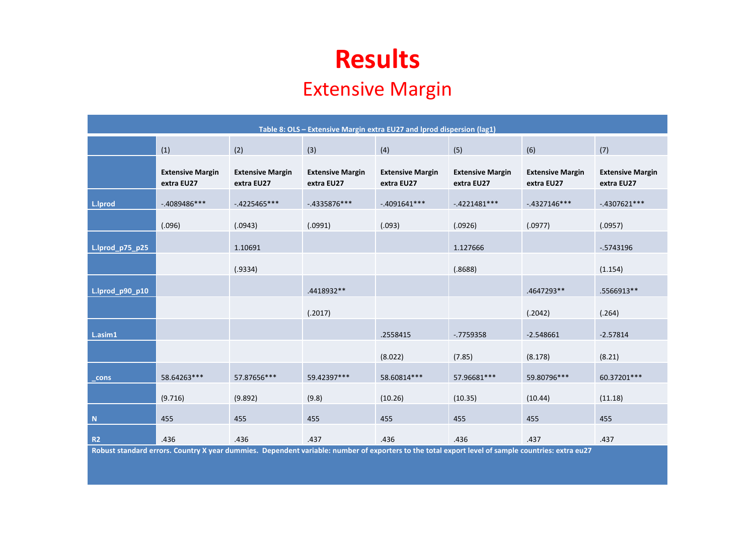# Results

## Extensive Margin

| Table 8: OLS – Extensive Margin extra EU27 and lprod dispersion (lag1) | | | | | | | |
|---|---|---|---|---|---|---|---|
| | (1) | (2) | (3) | (4) | (5) | (6) | (7) |
| | **Extensive Margin extra EU27** | **Extensive Margin extra EU27** | **Extensive Margin extra EU27** | **Extensive Margin extra EU27** | **Extensive Margin extra EU27** | **Extensive Margin extra EU27** | **Extensive Margin extra EU27** |
| **L.lprod** | -.4089486*** | -.4225465*** | -.4335876*** | -.4091641*** | -.4221481*** | -.4327146*** | -.4307621*** |
| | (.096) | (.0943) | (.0991) | (.093) | (.0926) | (.0977) | (.0957) |
| **L.lprod_p75_p25** | | 1.10691 | | | 1.127666 | | -.5743196 |
| | | (.9334) | | | (.8688) | | (1.154) |
| **L.lprod_p90_p10** | | | .4418932** | | | .4647293** | .5566913** |
| | | | (.2017) | | | (.2042) | (.264) |
| **L.asim1** | | | | .2558415 | -.7759358 | -2.548661 | -2.57814 |
| | | | | (8.022) | (7.85) | (8.178) | (8.21) |
| **_cons** | 58.64263*** | 57.87656*** | 59.42397*** | 58.60814*** | 57.96681*** | 59.80796*** | 60.37201*** |
| | (9.716) | (9.892) | (9.8) | (10.26) | (10.35) | (10.44) | (11.18) |
| **N** | 455 | 455 | 455 | 455 | 455 | 455 | 455 |
| **R2** | .436 | .436 | .437 | .436 | .436 | .437 | .437 |

**Robust standard errors. Country X year dummies. Dependent variable: number of exporters to the total export level of sample countries: extra eu27**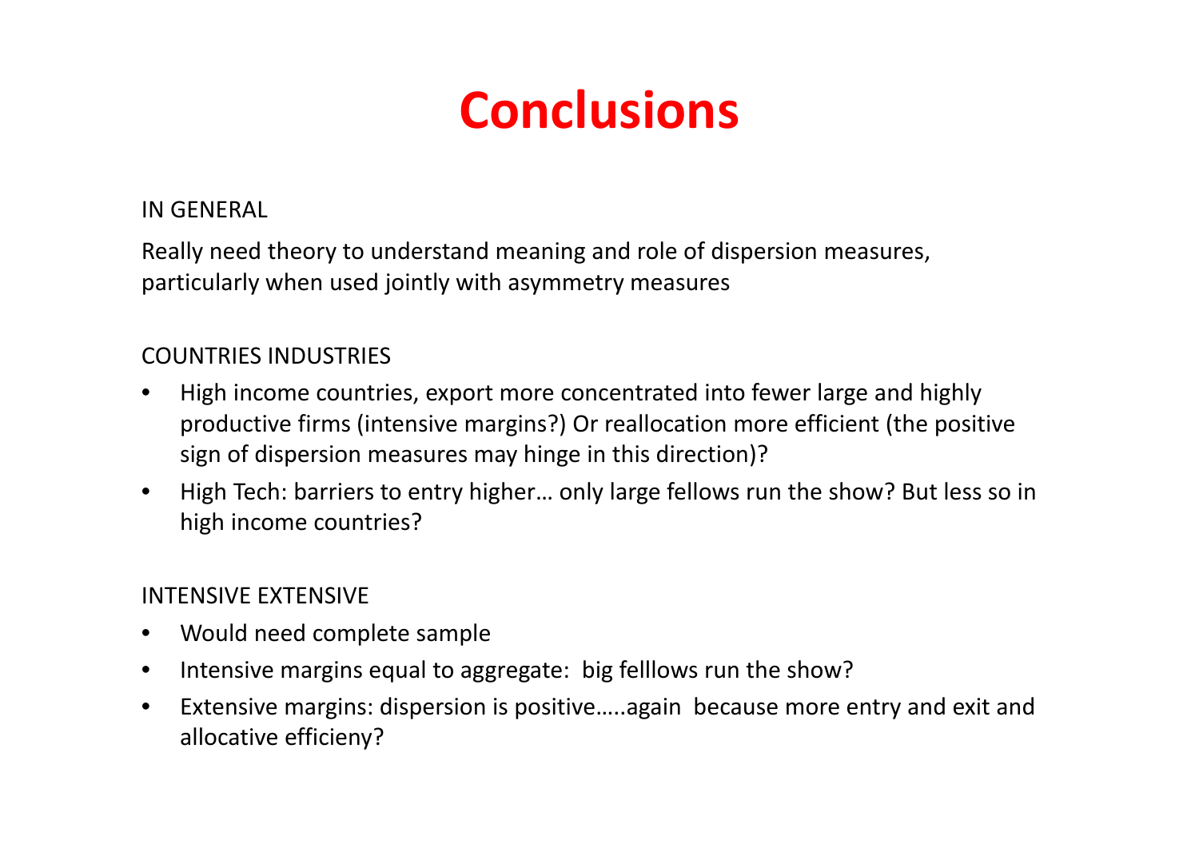# Conclusions

IN GENERAL

Really need theory to understand meaning and role of dispersion measures, particularly when used jointly with asymmetry measures

COUNTRIES INDUSTRIES

- High income countries, export more concentrated into fewer large and highly productive firms (intensive margins?) Or reallocation more efficient (the positive sign of dispersion measures may hinge in this direction)?
- High Tech: barriers to entry higher… only large fellows run the show? But less so in high income countries?

INTENSIVE EXTENSIVE

- Would need complete sample
- Intensive margins equal to aggregate: big felllows run the show?
- Extensive margins: dispersion is positive…..again because more entry and exit and allocative efficieny?